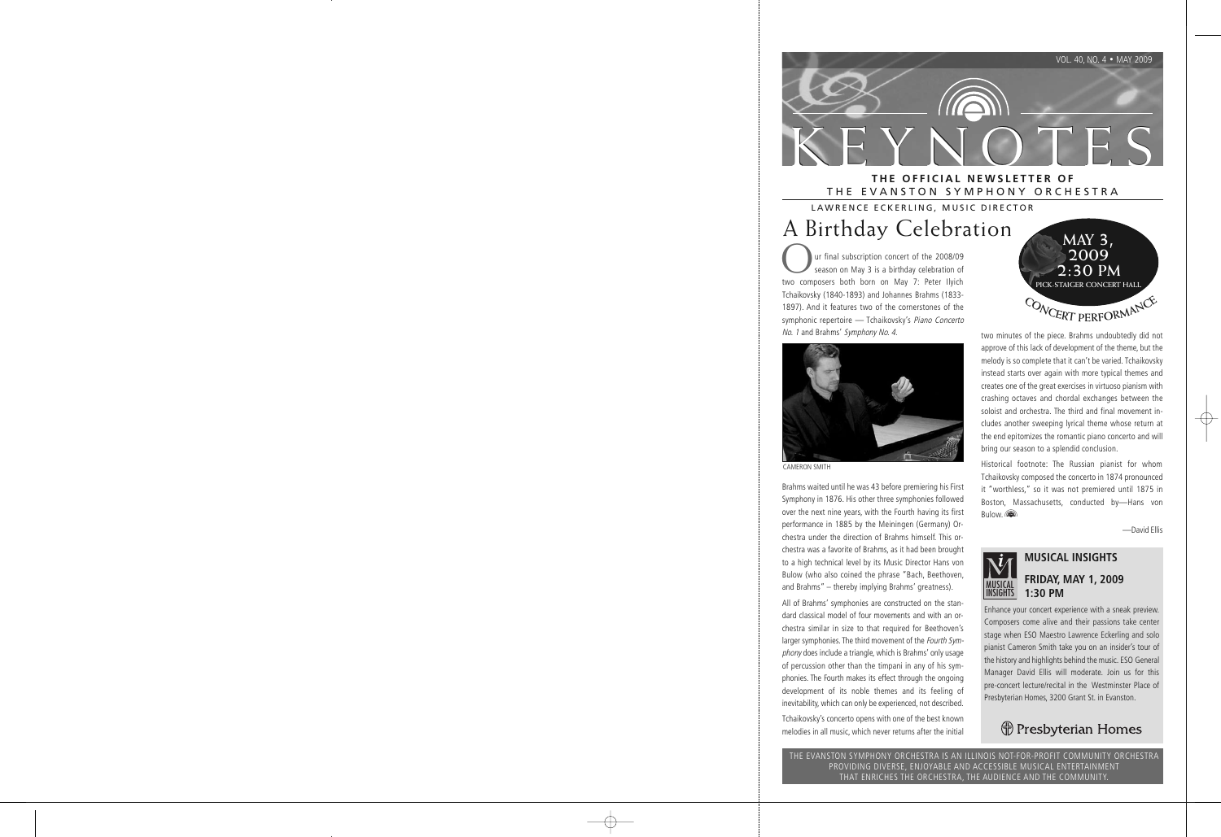# KEYNOTES

**THE OFFICIAL NEWSLETTER OF**
THE EVANSTON SYMPHONY ORCHESTRA

LAWRENCE ECKERLING, MUSIC DIRECTOR

## A Birthday Celebration

**MAY 3, 2009**
**2:30 PM**
PICK-STAIGER CONCERT HALL

CONCERT PERFORMANCE

Our final subscription concert of the 2008/09 season on May 3 is a birthday celebration of two composers both born on May 7: Peter Ilyich Tchaikovsky (1840-1893) and Johannes Brahms (1833-1897). And it features two of the cornerstones of the symphonic repertoire — Tchaikovsky's *Piano Concerto No. 1* and Brahms' *Symphony No. 4*.

CAMERON SMITH

Brahms waited until he was 43 before premiering his First Symphony in 1876. His other three symphonies followed over the next nine years, with the Fourth having its first performance in 1885 by the Meiningen (Germany) Orchestra under the direction of Brahms himself. This orchestra was a favorite of Brahms, as it had been brought to a high technical level by its Music Director Hans von Bulow (who also coined the phrase "Bach, Beethoven, and Brahms" – thereby implying Brahms' greatness).

All of Brahms' symphonies are constructed on the standard classical model of four movements and with an orchestra similar in size to that required for Beethoven's larger symphonies. The third movement of the *Fourth Symphony* does include a triangle, which is Brahms' only usage of percussion other than the timpani in any of his symphonies. The Fourth makes its effect through the ongoing development of its noble themes and its feeling of inevitability, which can only be experienced, not described.

Tchaikovsky's concerto opens with one of the best known melodies in all music, which never returns after the initial two minutes of the piece. Brahms undoubtedly did not approve of this lack of development of the theme, but the melody is so complete that it can't be varied. Tchaikovsky instead starts over again with more typical themes and creates one of the great exercises in virtuoso pianism with crashing octaves and chordal exchanges between the soloist and orchestra. The third and final movement includes another sweeping lyrical theme whose return at the end epitomizes the romantic piano concerto and will bring our season to a splendid conclusion.

Historical footnote: The Russian pianist for whom Tchaikovsky composed the concerto in 1874 pronounced it "worthless," so it was not premiered until 1875 in Boston, Massachusetts, conducted by—Hans von Bulow.

—David Ellis

### MUSICAL INSIGHTS

**FRIDAY, MAY 1, 2009**
**1:30 PM**

Enhance your concert experience with a sneak preview. Composers come alive and their passions take center stage when ESO Maestro Lawrence Eckerling and solo pianist Cameron Smith take you on an insider's tour of the history and highlights behind the music. ESO General Manager David Ellis will moderate. Join us for this pre-concert lecture/recital in the Westminster Place of Presbyterian Homes, 3200 Grant St. in Evanston.

Presbyterian Homes

THE EVANSTON SYMPHONY ORCHESTRA IS AN ILLINOIS NOT-FOR-PROFIT COMMUNITY ORCHESTRA PROVIDING DIVERSE, ENJOYABLE AND ACCESSIBLE MUSICAL ENTERTAINMENT THAT ENRICHES THE ORCHESTRA, THE AUDIENCE AND THE COMMUNITY.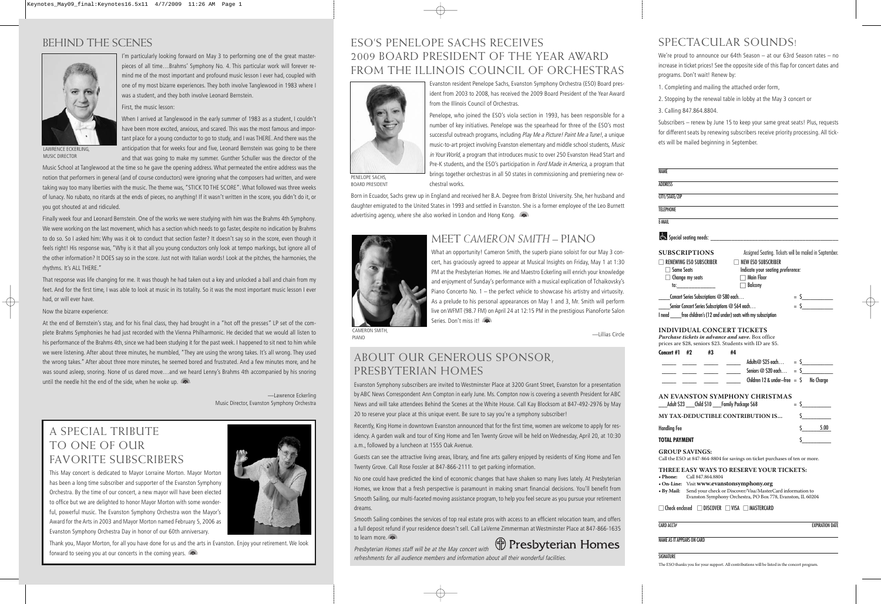## BEHIND THE SCENES

LAWRENCE ECKERLING, MUSIC DIRECTOR

I'm particularly looking forward on May 3 to performing one of the great masterpieces of all time…Brahms' Symphony No. 4. This particular work will forever remind me of the most important and profound music lesson I ever had, coupled with one of my most bizarre experiences. They both involve Tanglewood in 1983 where I was a student, and they both involve Leonard Bernstein.

First, the music lesson:

When I arrived at Tanglewood in the early summer of 1983 as a student, I couldn't have been more excited, anxious, and scared. This was the most famous and important place for a young conductor to go to study, and I was THERE. And there was the anticipation that for weeks four and five, Leonard Bernstein was going to be there and that was going to make my summer. Gunther Schuller was the director of the Music School at Tanglewood at the time so he gave the opening address. What permeated the entire address was the notion that performers in general (and of course conductors) were ignoring what the composers had written, and were taking way too many liberties with the music. The theme was, "STICK TO THE SCORE". What followed was three weeks of lunacy. No rubato, no ritards at the ends of pieces, no anything! If it wasn't written in the score, you didn't do it, or you got shouted at and ridiculed.

Finally week four and Leonard Bernstein. One of the works we were studying with him was the Brahms 4th Symphony. We were working on the last movement, which has a section which needs to go faster, despite no indication by Brahms to do so. So I asked him: Why was it ok to conduct that section faster? It doesn't say so in the score, even though it feels right! His response was, "Why is it that all you young conductors only look at tempo markings, but ignore all of the other information? It DOES say so in the score. Just not with Italian words! Look at the pitches, the harmonies, the rhythms. It's ALL THERE."

That response was life changing for me. It was though he had taken out a key and unlocked a ball and chain from my feet. And for the first time, I was able to look at music in its totality. So it was the most important music lesson I ever had, or will ever have.

Now the bizarre experience:

At the end of Bernstein's stay, and for his final class, they had brought in a "hot off the presses" LP set of the complete Brahms Symphonies he had just recorded with the Vienna Philharmonic. He decided that we would all listen to his performance of the Brahms 4th, since we had been studying it for the past week. I happened to sit next to him while we were listening. After about three minutes, he mumbled, "They are using the wrong takes. It's all wrong. They used the wrong takes." After about three more minutes, he seemed bored and frustrated. And a few minutes more, and he was sound asleep, snoring. None of us dared move…and we heard Lenny's Brahms 4th accompanied by his snoring until the needle hit the end of the side, when he woke up.

—Lawrence Eckerling
Music Director, Evanston Symphony Orchestra

## A SPECIAL TRIBUTE TO ONE OF OUR FAVORITE SUBSCRIBERS

This May concert is dedicated to Mayor Lorraine Morton. Mayor Morton has been a long time subscriber and supporter of the Evanston Symphony Orchestra. By the time of our concert, a new mayor will have been elected to office but we are delighted to honor Mayor Morton with some wonderful, powerful music. The Evanston Symphony Orchestra won the Mayor's Award for the Arts in 2003 and Mayor Morton named February 5, 2006 as Evanston Symphony Orchestra Day in honor of our 60th anniversary.

Thank you, Mayor Morton, for all you have done for us and the arts in Evanston. Enjoy your retirement. We look forward to seeing you at our concerts in the coming years.

## ESO'S PENELOPE SACHS RECEIVES 2009 BOARD PRESIDENT OF THE YEAR AWARD FROM THE ILLINOIS COUNCIL OF ORCHESTRAS

PENELOPE SACHS, BOARD PRESIDENT

Evanston resident Penelope Sachs, Evanston Symphony Orchestra (ESO) Board president from 2003 to 2008, has received the 2009 Board President of the Year Award from the Illinois Council of Orchestras.

Penelope, who joined the ESO's viola section in 1993, has been responsible for a number of key initiatives. Penelope was the spearhead for three of the ESO's most successful outreach programs, including *Play Me a Picture! Paint Me a Tune!*, a unique music-to-art project involving Evanston elementary and middle school students, *Music in Your World*, a program that introduces music to over 250 Evanston Head Start and Pre-K students, and the ESO's participation in *Ford Made in America*, a program that brings together orchestras in all 50 states in commissioning and premiering new orchestral works.

Born in Ecuador, Sachs grew up in England and received her B.A. Degree from Bristol University. She, her husband and daughter emigrated to the United States in 1993 and settled in Evanston. She is a former employee of the Leo Burnett advertising agency, where she also worked in London and Hong Kong.

## MEET *CAMERON SMITH* – PIANO

CAMERON SMITH, PIANO

What an opportunity! Cameron Smith, the superb piano soloist for our May 3 concert, has graciously agreed to appear at Musical Insights on Friday, May 1 at 1:30 PM at the Presbyterian Homes. He and Maestro Eckerling will enrich your knowledge and enjoyment of Sunday's performance with a musical explication of Tchaikovsky's Piano Concerto No. 1 – the perfect vehicle to showcase his artistry and virtuosity. As a prelude to his personal appearances on May 1 and 3, Mr. Smith will perform live on WFMT (98.7 FM) on April 24 at 12:15 PM in the prestigious PianoForte Salon Series. Don't miss it!

—Lillias Circle

## ABOUT OUR GENEROUS SPONSOR, PRESBYTERIAN HOMES

Evanston Symphony subscribers are invited to Westminster Place at 3200 Grant Street, Evanston for a presentation by ABC News Correspondent Ann Compton in early June. Ms. Compton now is covering a seventh President for ABC News and will take attendees Behind the Scenes at the White House. Call Kay Blocksom at 847-492-2976 by May 20 to reserve your place at this unique event. Be sure to say you're a symphony subscriber!

Recently, King Home in downtown Evanston announced that for the first time, women are welcome to apply for residency. A garden walk and tour of King Home and Ten Twenty Grove will be held on Wednesday, April 20, at 10:30 a.m., followed by a luncheon at 1555 Oak Avenue.

Guests can see the attractive living areas, library, and fine arts gallery enjoyed by residents of King Home and Ten Twenty Grove. Call Rose Fossler at 847-866-2111 to get parking information.

No one could have predicted the kind of economic changes that have shaken so many lives lately. At Presbyterian Homes, we know that a fresh perspective is paramount in making smart financial decisions. You'll benefit from Smooth Sailing, our multi-faceted moving assistance program, to help you feel secure as you pursue your retirement dreams.

Smooth Sailing combines the services of top real estate pros with access to an efficient relocation team, and offers a full deposit refund if your residence doesn't sell. Call LaVerne Zimmerman at Westminster Place at 847-866-1635 to learn more.

*Presbyterian Homes staff will be at the May concert with refreshments for all audience members and information about all their wonderful facilities.*

Presbyterian Homes

## SPECTACULAR SOUNDS!

We're proud to announce our 64th Season – at our 63rd Season rates – no increase in ticket prices! See the opposite side of this flap for concert dates and programs. Don't wait! Renew by:

1. Completing and mailing the attached order form,
2. Stopping by the renewal table in lobby at the May 3 concert or
3. Calling 847.864.8804.

Subscribers – renew by June 15 to keep your same great seats! Plus, requests for different seats by renewing subscribers receive priority processing. All tickets will be mailed beginning in September.

NAME ____________________

ADDRESS ____________________

CITY/STATE/ZIP ____________________

TELEPHONE ____________________

E-MAIL ____________________

Special seating needs: ____________________

**SUBSCRIPTIONS** — Assigned Seating. Tickets will be mailed in September.

☐ RENEWING ESO SUBSCRIBER
- ☐ Same Seats
- ☐ Change my seats to: ________

☐ NEW ESO SUBSCRIBER
- Indicate your seating *preference:*
- ☐ Main Floor
- ☐ Balcony

_____ Concert Series Subscriptions @ $80 each… = $__________

_____ Senior Concert Series Subscriptions @ $64 each… = $__________

I need _____ free children's (12 and under) seats with my subscription

**INDIVIDUAL CONCERT TICKETS**

*Purchase tickets in advance and save.* Box office prices are $28, seniors $23. Students with ID are $5.

| Concert #1 | #2 | #3 | #4 | | |
|---|---|---|---|---|---|
| ____ | ____ | ____ | ____ | Adults @ $25 each… | = $__________ |
| ____ | ____ | ____ | ____ | Seniors @ $20 each… | = $__________ |
| ____ | ____ | ____ | ____ | Children 12 & under–free | = $ No Charge |

**AN EVANSTON SYMPHONY CHRISTMAS**

___ Adult $23 ___ Child $10 ___ Family Package $68 = $__________

**MY TAX-DEDUCTIBLE CONTRIBUTION IS…** $__________

Handling Fee $ 5.00

**TOTAL PAYMENT** $__________

**GROUP SAVINGS:**
Call the ESO at 847-864-8804 for savings on ticket purchases of ten or more.

**THREE EASY WAYS TO RESERVE YOUR TICKETS:**
- **Phone:** Call 847.864.8804
- **On-Line:** Visit **www.evanstonsymphony.org**
- **By Mail:** Send your check or Discover/Visa/MasterCard information to Evanston Symphony Orchestra, PO Box 778, Evanston, IL 60204

☐ Check enclosed ☐ DISCOVER ☐ VISA ☐ MASTERCARD

CARD ACCT# ____________________ EXPIRATION DATE ________

NAME AS IT APPEARS ON CARD ____________________

SIGNATURE ____________________

The ESO thanks you for your support. All contributions will be listed in the concert program.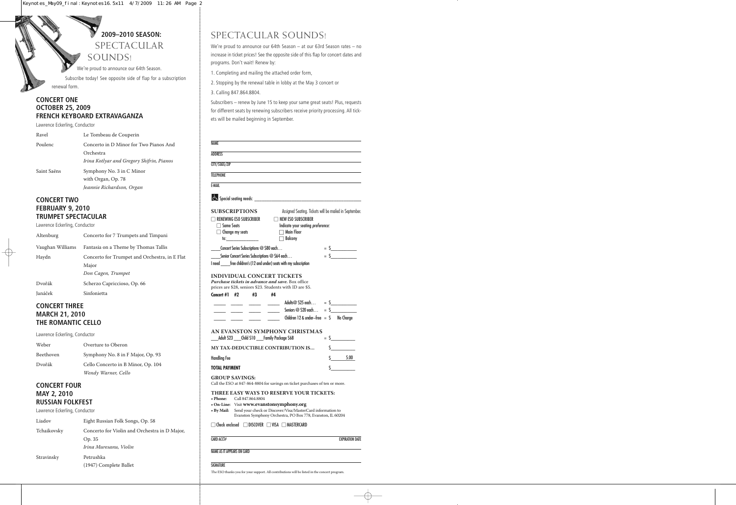## 2009–2010 SEASON: SPECTACULAR SOUNDS!

We're proud to announce our 64th Season.

Subscribe today! See opposite side of flap for a subscription renewal form.

### CONCERT ONE
### OCTOBER 25, 2009
### FRENCH KEYBOARD EXTRAVAGANZA

Lawrence Eckerling, Conductor

| | |
|---|---|
| Ravel | Le Tombeau de Couperin |
| Poulenc | Concerto in D Minor for Two Pianos And Orchestra<br>*Irina Kotlyar and Gregory Shifrin, Pianos* |
| Saint Saëns | Symphony No. 3 in C Minor with Organ, Op. 78<br>*Jeannie Richardson, Organ* |

### CONCERT TWO
### FEBRUARY 9, 2010
### TRUMPET SPECTACULAR

Lawrence Eckerling, Conductor

| | |
|---|---|
| Altenburg | Concerto for 7 Trumpets and Timpani |
| Vaughan Williams | Fantasia on a Theme by Thomas Tallis |
| Haydn | Concerto for Trumpet and Orchestra, in E Flat Major<br>*Don Cagen, Trumpet* |
| Dvořák | Scherzo Capriccioso, Op. 66 |
| Janáček | Sinfonietta |

### CONCERT THREE
### MARCH 21, 2010
### THE ROMANTIC CELLO

Lawrence Eckerling, Conductor

| | |
|---|---|
| Weber | Overture to Oberon |
| Beethoven | Symphony No. 8 in F Major, Op. 93 |
| Dvořák | Cello Concerto in B Minor, Op. 104<br>*Wendy Warner, Cello* |

### CONCERT FOUR
### MAY 2, 2010
### RUSSIAN FOLKFEST

Lawrence Eckerling, Conductor

| | |
|---|---|
| Liadov | Eight Russian Folk Songs, Op. 58 |
| Tchaikovsky | Concerto for Violin and Orchestra in D Major, Op. 35<br>*Irina Muresanu, Violin* |
| Stravinsky | Petrushka<br>(1947) Complete Ballet |

## SPECTACULAR SOUNDS!

We're proud to announce our 64th Season – at our 63rd Season rates – no increase in ticket prices! See the opposite side of this flap for concert dates and programs. Don't wait! Renew by:

1. Completing and mailing the attached order form,
2. Stopping by the renewal table in lobby at the May 3 concert or
3. Calling 847.864.8804.

Subscribers – renew by June 15 to keep your same great seats! Plus, requests for different seats by renewing subscribers receive priority processing. All tickets will be mailed beginning in September.

NAME ____________________

ADDRESS ____________________

CITY/STATE/ZIP ____________________

TELEPHONE ____________________

E-MAIL ____________________

Special seating needs: ____________________

**SUBSCRIPTIONS** — Assigned Seating. Tickets will be mailed in September.

☐ RENEWING ESO SUBSCRIBER
- ☐ Same Seats
- ☐ Change my seats to: ________

☐ NEW ESO SUBSCRIBER
Indicate your seating *preference:*
- ☐ Main Floor
- ☐ Balcony

____ Concert Series Subscriptions @ $80 each… = $________

____ Senior Concert Series Subscriptions @ $64 each… = $________

I need ____ free children's (12 and under) seats with my subscription

**INDIVIDUAL CONCERT TICKETS**

***Purchase tickets in advance and save.*** Box office prices are $28, seniors $23. Students with ID are $5.

| Concert #1 | #2 | #3 | #4 | | |
|---|---|---|---|---|---|
| ____ | ____ | ____ | ____ | Adults@ $25 each… | = $________ |
| ____ | ____ | ____ | ____ | Seniors @ $20 each… | = $________ |
| ____ | ____ | ____ | ____ | Children 12 & under–free | = $ No Charge |

**AN EVANSTON SYMPHONY CHRISTMAS**

___Adult $23 ___Child $10 ___Family Package $68 = $________

**MY TAX-DEDUCTIBLE CONTRIBUTION IS…** $________

Handling Fee $ 5.00

**TOTAL PAYMENT** $________

**GROUP SAVINGS:**
Call the ESO at 847-864-8804 for savings on ticket purchases of ten or more.

**THREE EASY WAYS TO RESERVE YOUR TICKETS:**
- **Phone:** Call 847.864.8804
- **On-Line:** Visit **www.evanstonsymphony.org**
- **By Mail:** Send your check or Discover/Visa/MasterCard information to Evanston Symphony Orchestra, PO Box 778, Evanston, IL 60204

☐ Check enclosed ☐ DISCOVER ☐ VISA ☐ MASTERCARD

CARD ACCT# ____________________ EXPIRATION DATE

NAME AS IT APPEARS ON CARD ____________________

SIGNATURE ____________________

The ESO thanks you for your support. All contributions will be listed in the concert program.